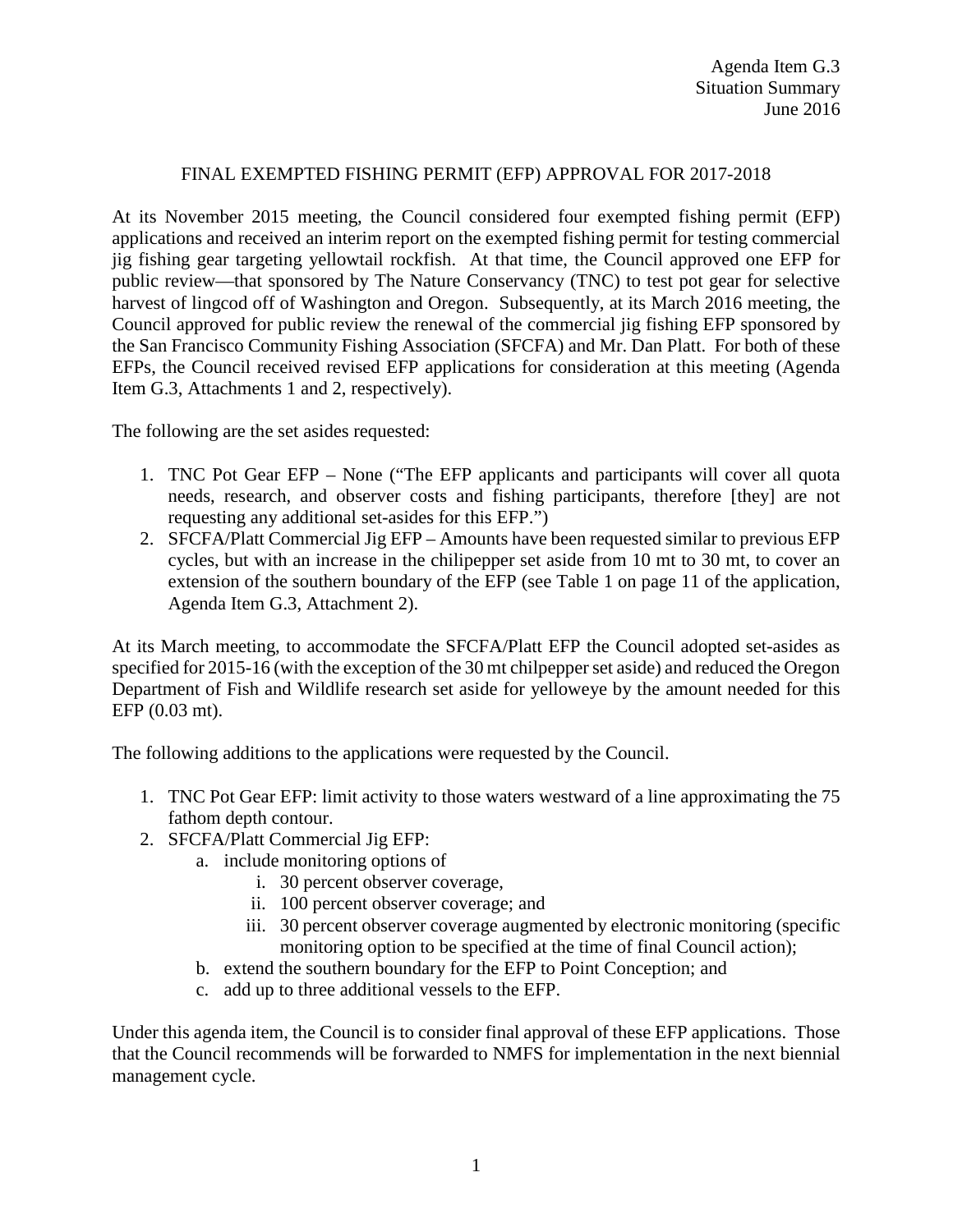Agenda Item G.3
Situation Summary
June 2016

# FINAL EXEMPTED FISHING PERMIT (EFP) APPROVAL FOR 2017-2018

At its November 2015 meeting, the Council considered four exempted fishing permit (EFP) applications and received an interim report on the exempted fishing permit for testing commercial jig fishing gear targeting yellowtail rockfish. At that time, the Council approved one EFP for public review—that sponsored by The Nature Conservancy (TNC) to test pot gear for selective harvest of lingcod off of Washington and Oregon. Subsequently, at its March 2016 meeting, the Council approved for public review the renewal of the commercial jig fishing EFP sponsored by the San Francisco Community Fishing Association (SFCFA) and Mr. Dan Platt. For both of these EFPs, the Council received revised EFP applications for consideration at this meeting (Agenda Item G.3, Attachments 1 and 2, respectively).

The following are the set asides requested:

1. TNC Pot Gear EFP – None ("The EFP applicants and participants will cover all quota needs, research, and observer costs and fishing participants, therefore [they] are not requesting any additional set-asides for this EFP.")
2. SFCFA/Platt Commercial Jig EFP – Amounts have been requested similar to previous EFP cycles, but with an increase in the chilipepper set aside from 10 mt to 30 mt, to cover an extension of the southern boundary of the EFP (see Table 1 on page 11 of the application, Agenda Item G.3, Attachment 2).

At its March meeting, to accommodate the SFCFA/Platt EFP the Council adopted set-asides as specified for 2015-16 (with the exception of the 30 mt chilpepper set aside) and reduced the Oregon Department of Fish and Wildlife research set aside for yelloweye by the amount needed for this EFP (0.03 mt).

The following additions to the applications were requested by the Council.

1. TNC Pot Gear EFP: limit activity to those waters westward of a line approximating the 75 fathom depth contour.
2. SFCFA/Platt Commercial Jig EFP:
    a. include monitoring options of
        i. 30 percent observer coverage,
        ii. 100 percent observer coverage; and
        iii. 30 percent observer coverage augmented by electronic monitoring (specific monitoring option to be specified at the time of final Council action);
    b. extend the southern boundary for the EFP to Point Conception; and
    c. add up to three additional vessels to the EFP.

Under this agenda item, the Council is to consider final approval of these EFP applications. Those that the Council recommends will be forwarded to NMFS for implementation in the next biennial management cycle.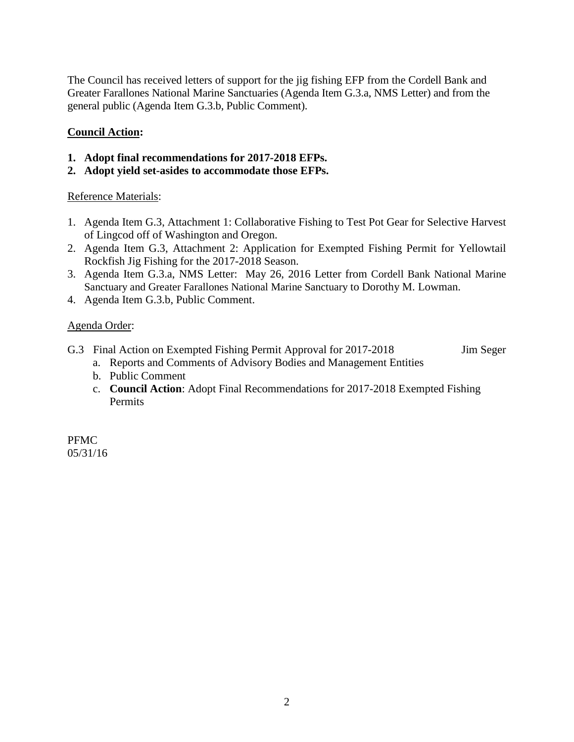The Council has received letters of support for the jig fishing EFP from the Cordell Bank and Greater Farallones National Marine Sanctuaries (Agenda Item G.3.a, NMS Letter) and from the general public (Agenda Item G.3.b, Public Comment).

**Council Action:**

1. **Adopt final recommendations for 2017-2018 EFPs.**
2. **Adopt yield set-asides to accommodate those EFPs.**

Reference Materials:

1. Agenda Item G.3, Attachment 1: Collaborative Fishing to Test Pot Gear for Selective Harvest of Lingcod off of Washington and Oregon.
2. Agenda Item G.3, Attachment 2: Application for Exempted Fishing Permit for Yellowtail Rockfish Jig Fishing for the 2017-2018 Season.
3. Agenda Item G.3.a, NMS Letter: May 26, 2016 Letter from Cordell Bank National Marine Sanctuary and Greater Farallones National Marine Sanctuary to Dorothy M. Lowman.
4. Agenda Item G.3.b, Public Comment.

Agenda Order:

G.3 Final Action on Exempted Fishing Permit Approval for 2017-2018 — Jim Seger
   a. Reports and Comments of Advisory Bodies and Management Entities
   b. Public Comment
   c. **Council Action**: Adopt Final Recommendations for 2017-2018 Exempted Fishing Permits

PFMC
05/31/16